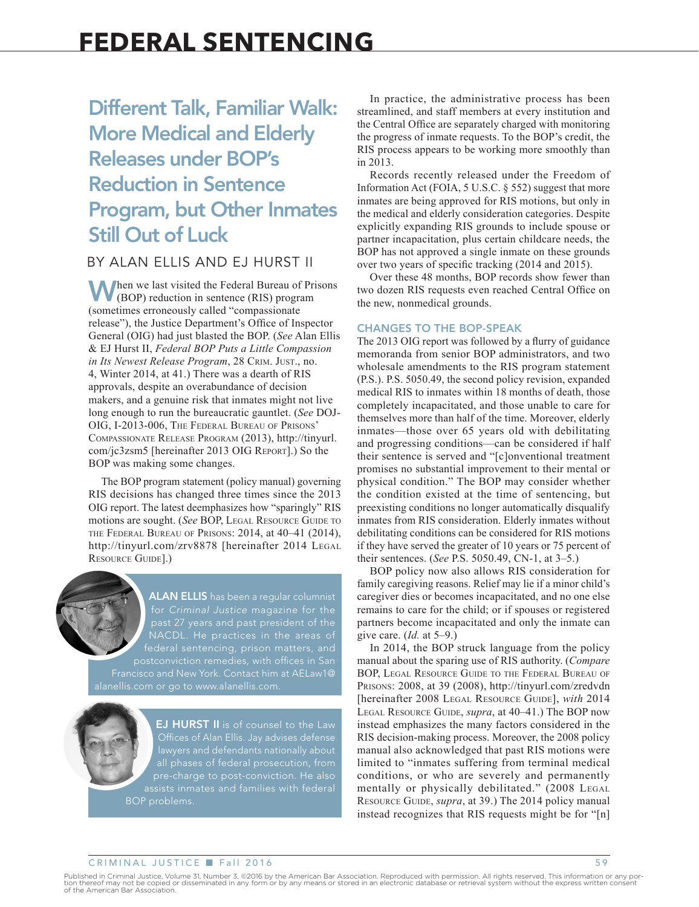# Different Talk, Familiar Walk: More Medical and Elderly Releases under BOP's Reduction in Sentence Program, but Other Inmates Still Out of Luck

BY ALAN ELLIS AND EJ HURST II

When we last visited the Federal Bureau of Prisons (BOP) reduction in sentence (RIS) program (sometimes erroneously called "compassionate release"), the Justice Department's Office of Inspector General (OIG) had just blasted the BOP. (*See* Alan Ellis & EJ Hurst II, *Federal BOP Puts a Little Compassion in Its Newest Release Program*, 28 Crim. Just., no. 4, Winter 2014, at 41.) There was a dearth of RIS approvals, despite an overabundance of decision makers, and a genuine risk that inmates might not live long enough to run the bureaucratic gauntlet. (*See* DOJ-OIG, I-2013-006, The Federal Bureau of Prisons' Compassionate Release Program (2013), http://tinyurl.com/jc3zsm5 [hereinafter 2013 OIG Report].) So the BOP was making some changes.

The BOP program statement (policy manual) governing RIS decisions has changed three times since the 2013 OIG report. The latest deemphasizes how "sparingly" RIS motions are sought. (*See* BOP, Legal Resource Guide to the Federal Bureau of Prisons: 2014, at 40–41 (2014), http://tinyurl.com/zrv8878 [hereinafter 2014 Legal Resource Guide].)

**ALAN ELLIS** has been a regular columnist for *Criminal Justice* magazine for the past 27 years and past president of the NACDL. He practices in the areas of federal sentencing, prison matters, and postconviction remedies, with offices in San Francisco and New York. Contact him at AELaw1@alanellis.com or go to www.alanellis.com.

**EJ HURST II** is of counsel to the Law Offices of Alan Ellis. Jay advises defense lawyers and defendants nationally about all phases of federal prosecution, from pre-charge to post-conviction. He also assists inmates and families with federal BOP problems.

In practice, the administrative process has been streamlined, and staff members at every institution and the Central Office are separately charged with monitoring the progress of inmate requests. To the BOP's credit, the RIS process appears to be working more smoothly than in 2013.

Records recently released under the Freedom of Information Act (FOIA, 5 U.S.C. § 552) suggest that more inmates are being approved for RIS motions, but only in the medical and elderly consideration categories. Despite explicitly expanding RIS grounds to include spouse or partner incapacitation, plus certain childcare needs, the BOP has not approved a single inmate on these grounds over two years of specific tracking (2014 and 2015).

Over these 48 months, BOP records show fewer than two dozen RIS requests even reached Central Office on the new, nonmedical grounds.

## CHANGES TO THE BOP-SPEAK

The 2013 OIG report was followed by a flurry of guidance memoranda from senior BOP administrators, and two wholesale amendments to the RIS program statement (P.S.). P.S. 5050.49, the second policy revision, expanded medical RIS to inmates within 18 months of death, those completely incapacitated, and those unable to care for themselves more than half of the time. Moreover, elderly inmates—those over 65 years old with debilitating and progressing conditions—can be considered if half their sentence is served and "[c]onventional treatment promises no substantial improvement to their mental or physical condition." The BOP may consider whether the condition existed at the time of sentencing, but preexisting conditions no longer automatically disqualify inmates from RIS consideration. Elderly inmates without debilitating conditions can be considered for RIS motions if they have served the greater of 10 years or 75 percent of their sentences. (*See* P.S. 5050.49, CN-1, at 3–5.)

BOP policy now also allows RIS consideration for family caregiving reasons. Relief may lie if a minor child's caregiver dies or becomes incapacitated, and no one else remains to care for the child; or if spouses or registered partners become incapacitated and only the inmate can give care. (*Id.* at 5–9.)

In 2014, the BOP struck language from the policy manual about the sparing use of RIS authority. (*Compare* BOP, Legal Resource Guide to the Federal Bureau of Prisons: 2008, at 39 (2008), http://tinyurl.com/zredvdn [hereinafter 2008 Legal Resource Guide], *with* 2014 Legal Resource Guide, *supra*, at 40–41.) The BOP now instead emphasizes the many factors considered in the RIS decision-making process. Moreover, the 2008 policy manual also acknowledged that past RIS motions were limited to "inmates suffering from terminal medical conditions, or who are severely and permanently mentally or physically debilitated." (2008 Legal Resource Guide, *supra*, at 39.) The 2014 policy manual instead recognizes that RIS requests might be for "[n]

Published in Criminal Justice, Volume 31, Number 3, ©2016 by the American Bar Association. Reproduced with permission. All rights reserved. This information or any portion thereof may not be copied or disseminated in any form or by any means or stored in an electronic database or retrieval system without the express written consent of the American Bar Association.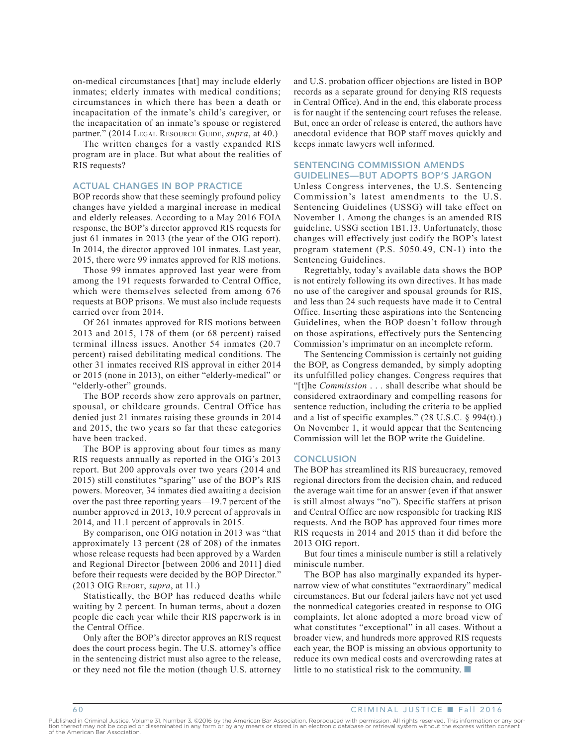on-medical circumstances [that] may include elderly inmates; elderly inmates with medical conditions; circumstances in which there has been a death or incapacitation of the inmate's child's caregiver, or the incapacitation of an inmate's spouse or registered partner." (2014 Legal Resource Guide, *supra*, at 40.)

The written changes for a vastly expanded RIS program are in place. But what about the realities of RIS requests?

## ACTUAL CHANGES IN BOP PRACTICE

BOP records show that these seemingly profound policy changes have yielded a marginal increase in medical and elderly releases. According to a May 2016 FOIA response, the BOP's director approved RIS requests for just 61 inmates in 2013 (the year of the OIG report). In 2014, the director approved 101 inmates. Last year, 2015, there were 99 inmates approved for RIS motions.

Those 99 inmates approved last year were from among the 191 requests forwarded to Central Office, which were themselves selected from among 676 requests at BOP prisons. We must also include requests carried over from 2014.

Of 261 inmates approved for RIS motions between 2013 and 2015, 178 of them (or 68 percent) raised terminal illness issues. Another 54 inmates (20.7 percent) raised debilitating medical conditions. The other 31 inmates received RIS approval in either 2014 or 2015 (none in 2013), on either "elderly-medical" or "elderly-other" grounds.

The BOP records show zero approvals on partner, spousal, or childcare grounds. Central Office has denied just 21 inmates raising these grounds in 2014 and 2015, the two years so far that these categories have been tracked.

The BOP is approving about four times as many RIS requests annually as reported in the OIG's 2013 report. But 200 approvals over two years (2014 and 2015) still constitutes "sparing" use of the BOP's RIS powers. Moreover, 34 inmates died awaiting a decision over the past three reporting years—19.7 percent of the number approved in 2013, 10.9 percent of approvals in 2014, and 11.1 percent of approvals in 2015.

By comparison, one OIG notation in 2013 was "that approximately 13 percent (28 of 208) of the inmates whose release requests had been approved by a Warden and Regional Director [between 2006 and 2011] died before their requests were decided by the BOP Director." (2013 OIG Report, *supra*, at 11.)

Statistically, the BOP has reduced deaths while waiting by 2 percent. In human terms, about a dozen people die each year while their RIS paperwork is in the Central Office.

Only after the BOP's director approves an RIS request does the court process begin. The U.S. attorney's office in the sentencing district must also agree to the release, or they need not file the motion (though U.S. attorney and U.S. probation officer objections are listed in BOP records as a separate ground for denying RIS requests in Central Office). And in the end, this elaborate process is for naught if the sentencing court refuses the release. But, once an order of release is entered, the authors have anecdotal evidence that BOP staff moves quickly and keeps inmate lawyers well informed.

## SENTENCING COMMISSION AMENDS GUIDELINES—BUT ADOPTS BOP'S JARGON

Unless Congress intervenes, the U.S. Sentencing Commission's latest amendments to the U.S. Sentencing Guidelines (USSG) will take effect on November 1. Among the changes is an amended RIS guideline, USSG section 1B1.13. Unfortunately, those changes will effectively just codify the BOP's latest program statement (P.S. 5050.49, CN-1) into the Sentencing Guidelines.

Regrettably, today's available data shows the BOP is not entirely following its own directives. It has made no use of the caregiver and spousal grounds for RIS, and less than 24 such requests have made it to Central Office. Inserting these aspirations into the Sentencing Guidelines, when the BOP doesn't follow through on those aspirations, effectively puts the Sentencing Commission's imprimatur on an incomplete reform.

The Sentencing Commission is certainly not guiding the BOP, as Congress demanded, by simply adopting its unfulfilled policy changes. Congress requires that "[t]he *Commission* . . . shall describe what should be considered extraordinary and compelling reasons for sentence reduction, including the criteria to be applied and a list of specific examples." (28 U.S.C. § 994(t).) On November 1, it would appear that the Sentencing Commission will let the BOP write the Guideline.

## CONCLUSION

The BOP has streamlined its RIS bureaucracy, removed regional directors from the decision chain, and reduced the average wait time for an answer (even if that answer is still almost always "no"). Specific staffers at prison and Central Office are now responsible for tracking RIS requests. And the BOP has approved four times more RIS requests in 2014 and 2015 than it did before the 2013 OIG report.

But four times a miniscule number is still a relatively miniscule number.

The BOP has also marginally expanded its hyper-narrow view of what constitutes "extraordinary" medical circumstances. But our federal jailers have not yet used the nonmedical categories created in response to OIG complaints, let alone adopted a more broad view of what constitutes "exceptional" in all cases. Without a broader view, and hundreds more approved RIS requests each year, the BOP is missing an obvious opportunity to reduce its own medical costs and overcrowding rates at little to no statistical risk to the community. ■

Published in Criminal Justice, Volume 31, Number 3, ©2016 by the American Bar Association. Reproduced with permission. All rights reserved. This information or any portion thereof may not be copied or disseminated in any form or by any means or stored in an electronic database or retrieval system without the express written consent of the American Bar Association.